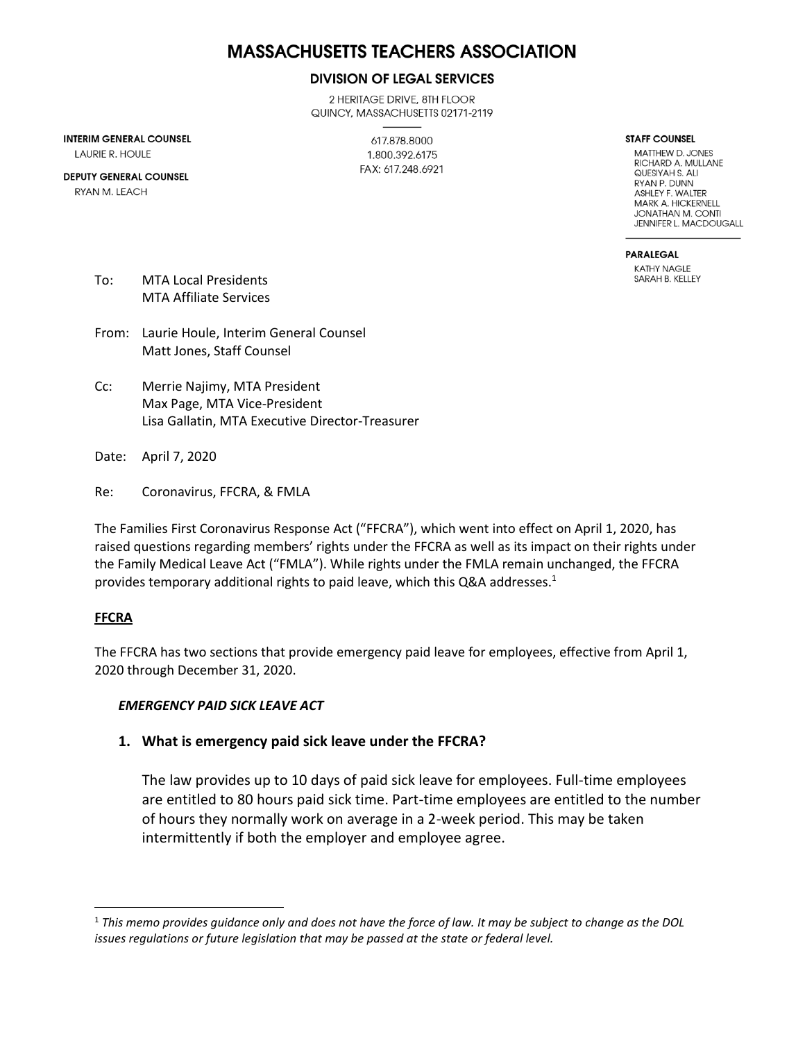# MASSACHUSETTS TEACHERS ASSOCIATION

## DIVISION OF LEGAL SERVICES

2 HERITAGE DRIVE, 8TH FLOOR
QUINCY, MASSACHUSETTS 02171-2119

617.878.8000
1.800.392.6175
FAX: 617.248.6921

**INTERIM GENERAL COUNSEL**
LAURIE R. HOULE

**DEPUTY GENERAL COUNSEL**
RYAN M. LEACH

**STAFF COUNSEL**
MATTHEW D. JONES
RICHARD A. MULLANE
QUESIYAH S. ALI
RYAN P. DUNN
ASHLEY F. WALTER
MARK A. HICKERNELL
JONATHAN M. CONTI
JENNIFER L. MACDOUGALL

**PARALEGAL**
KATHY NAGLE
SARAH B. KELLEY

To: MTA Local Presidents
MTA Affiliate Services

From: Laurie Houle, Interim General Counsel
Matt Jones, Staff Counsel

Cc: Merrie Najimy, MTA President
Max Page, MTA Vice-President
Lisa Gallatin, MTA Executive Director-Treasurer

Date: April 7, 2020

Re: Coronavirus, FFCRA, & FMLA

The Families First Coronavirus Response Act ("FFCRA"), which went into effect on April 1, 2020, has raised questions regarding members' rights under the FFCRA as well as its impact on their rights under the Family Medical Leave Act ("FMLA"). While rights under the FMLA remain unchanged, the FFCRA provides temporary additional rights to paid leave, which this Q&A addresses.[1]

**<u>FFCRA</u>**

The FFCRA has two sections that provide emergency paid leave for employees, effective from April 1, 2020 through December 31, 2020.

***EMERGENCY PAID SICK LEAVE ACT***

**1. What is emergency paid sick leave under the FFCRA?**

The law provides up to 10 days of paid sick leave for employees. Full-time employees are entitled to 80 hours paid sick time. Part-time employees are entitled to the number of hours they normally work on average in a 2-week period. This may be taken intermittently if both the employer and employee agree.

---

[1] *This memo provides guidance only and does not have the force of law. It may be subject to change as the DOL issues regulations or future legislation that may be passed at the state or federal level.*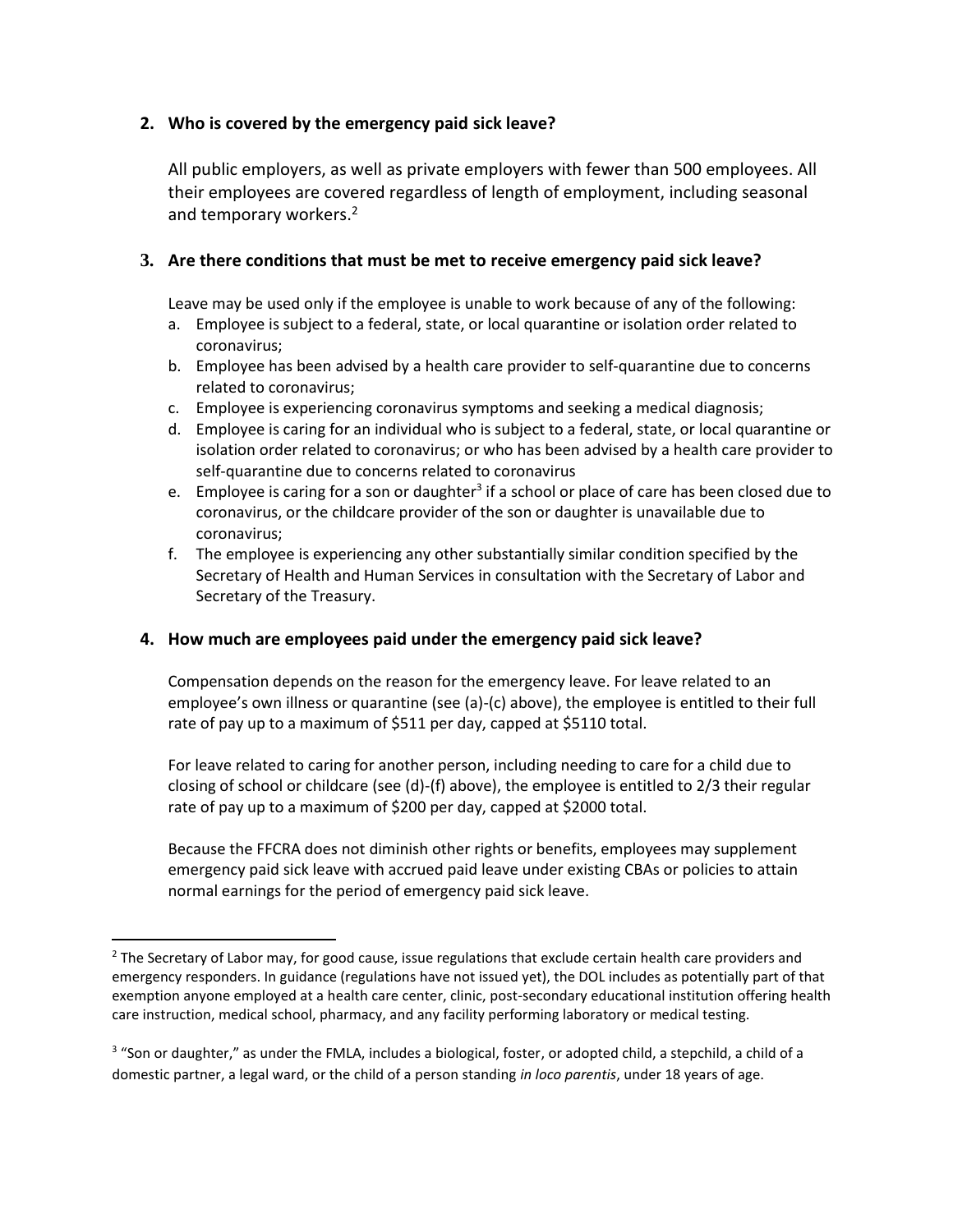## 2. Who is covered by the emergency paid sick leave?

All public employers, as well as private employers with fewer than 500 employees. All their employees are covered regardless of length of employment, including seasonal and temporary workers.[2]

## 3. Are there conditions that must be met to receive emergency paid sick leave?

Leave may be used only if the employee is unable to work because of any of the following:

a. Employee is subject to a federal, state, or local quarantine or isolation order related to coronavirus;
b. Employee has been advised by a health care provider to self-quarantine due to concerns related to coronavirus;
c. Employee is experiencing coronavirus symptoms and seeking a medical diagnosis;
d. Employee is caring for an individual who is subject to a federal, state, or local quarantine or isolation order related to coronavirus; or who has been advised by a health care provider to self-quarantine due to concerns related to coronavirus
e. Employee is caring for a son or daughter[3] if a school or place of care has been closed due to coronavirus, or the childcare provider of the son or daughter is unavailable due to coronavirus;
f. The employee is experiencing any other substantially similar condition specified by the Secretary of Health and Human Services in consultation with the Secretary of Labor and Secretary of the Treasury.

## 4. How much are employees paid under the emergency paid sick leave?

Compensation depends on the reason for the emergency leave. For leave related to an employee's own illness or quarantine (see (a)-(c) above), the employee is entitled to their full rate of pay up to a maximum of $511 per day, capped at $5110 total.

For leave related to caring for another person, including needing to care for a child due to closing of school or childcare (see (d)-(f) above), the employee is entitled to 2/3 their regular rate of pay up to a maximum of $200 per day, capped at $2000 total.

Because the FFCRA does not diminish other rights or benefits, employees may supplement emergency paid sick leave with accrued paid leave under existing CBAs or policies to attain normal earnings for the period of emergency paid sick leave.

---

[2] The Secretary of Labor may, for good cause, issue regulations that exclude certain health care providers and emergency responders. In guidance (regulations have not issued yet), the DOL includes as potentially part of that exemption anyone employed at a health care center, clinic, post-secondary educational institution offering health care instruction, medical school, pharmacy, and any facility performing laboratory or medical testing.

[3] "Son or daughter," as under the FMLA, includes a biological, foster, or adopted child, a stepchild, a child of a domestic partner, a legal ward, or the child of a person standing *in loco parentis*, under 18 years of age.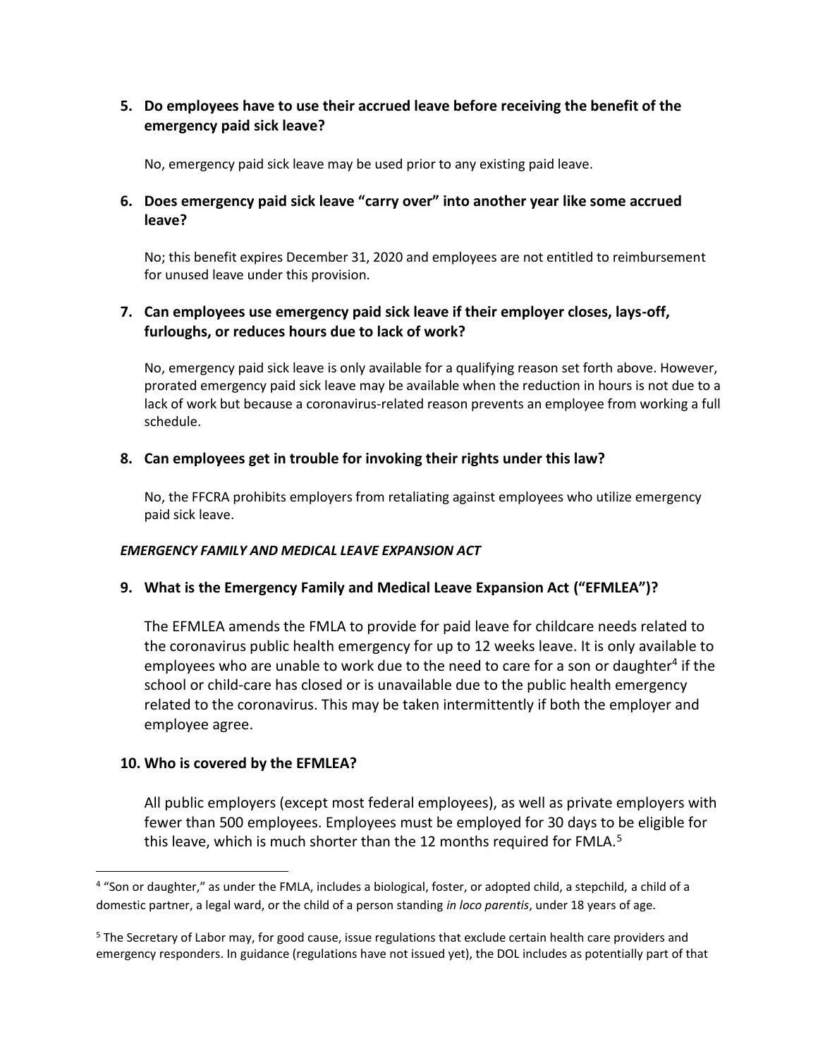### 5. Do employees have to use their accrued leave before receiving the benefit of the emergency paid sick leave?

No, emergency paid sick leave may be used prior to any existing paid leave.

### 6. Does emergency paid sick leave "carry over" into another year like some accrued leave?

No; this benefit expires December 31, 2020 and employees are not entitled to reimbursement for unused leave under this provision.

### 7. Can employees use emergency paid sick leave if their employer closes, lays-off, furloughs, or reduces hours due to lack of work?

No, emergency paid sick leave is only available for a qualifying reason set forth above. However, prorated emergency paid sick leave may be available when the reduction in hours is not due to a lack of work but because a coronavirus-related reason prevents an employee from working a full schedule.

### 8. Can employees get in trouble for invoking their rights under this law?

No, the FFCRA prohibits employers from retaliating against employees who utilize emergency paid sick leave.

***EMERGENCY FAMILY AND MEDICAL LEAVE EXPANSION ACT***

### 9. What is the Emergency Family and Medical Leave Expansion Act ("EFMLEA")?

The EFMLEA amends the FMLA to provide for paid leave for childcare needs related to the coronavirus public health emergency for up to 12 weeks leave. It is only available to employees who are unable to work due to the need to care for a son or daughter[4] if the school or child-care has closed or is unavailable due to the public health emergency related to the coronavirus. This may be taken intermittently if both the employer and employee agree.

### 10. Who is covered by the EFMLEA?

All public employers (except most federal employees), as well as private employers with fewer than 500 employees. Employees must be employed for 30 days to be eligible for this leave, which is much shorter than the 12 months required for FMLA.[5]

---

[4] "Son or daughter," as under the FMLA, includes a biological, foster, or adopted child, a stepchild, a child of a domestic partner, a legal ward, or the child of a person standing *in loco parentis*, under 18 years of age.

[5] The Secretary of Labor may, for good cause, issue regulations that exclude certain health care providers and emergency responders. In guidance (regulations have not issued yet), the DOL includes as potentially part of that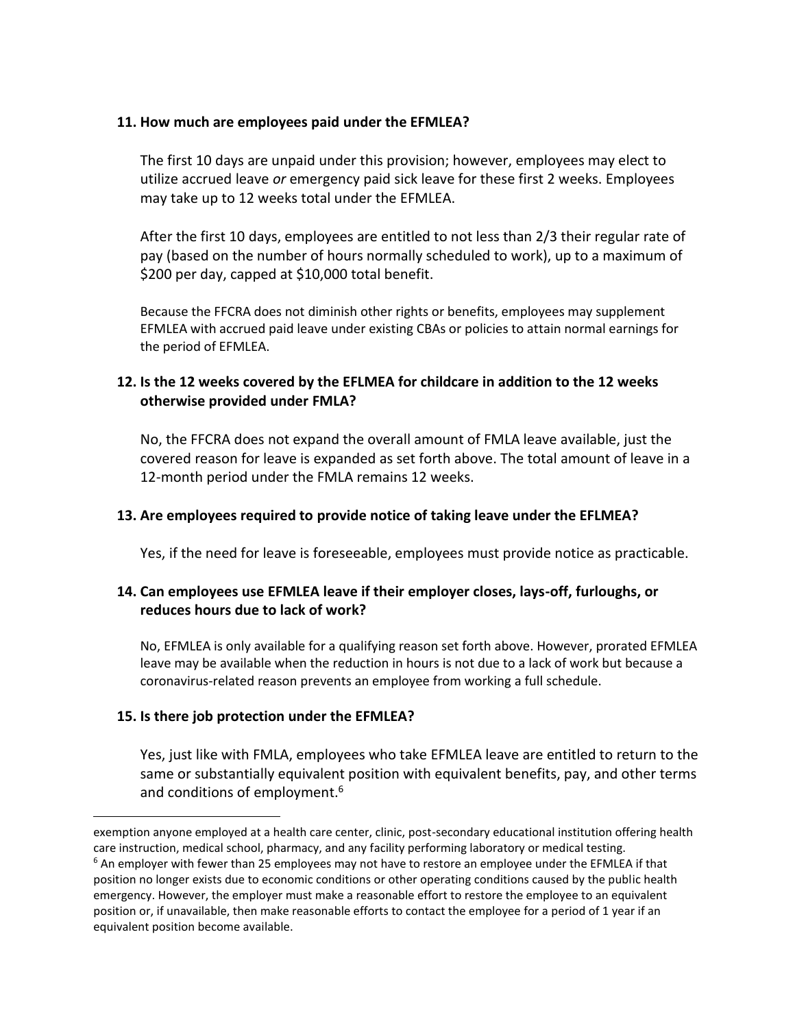**11. How much are employees paid under the EFMLEA?**

The first 10 days are unpaid under this provision; however, employees may elect to utilize accrued leave *or* emergency paid sick leave for these first 2 weeks. Employees may take up to 12 weeks total under the EFMLEA.

After the first 10 days, employees are entitled to not less than 2/3 their regular rate of pay (based on the number of hours normally scheduled to work), up to a maximum of $200 per day, capped at $10,000 total benefit.

Because the FFCRA does not diminish other rights or benefits, employees may supplement EFMLEA with accrued paid leave under existing CBAs or policies to attain normal earnings for the period of EFMLEA.

**12. Is the 12 weeks covered by the EFLMEA for childcare in addition to the 12 weeks otherwise provided under FMLA?**

No, the FFCRA does not expand the overall amount of FMLA leave available, just the covered reason for leave is expanded as set forth above. The total amount of leave in a 12-month period under the FMLA remains 12 weeks.

**13. Are employees required to provide notice of taking leave under the EFLMEA?**

Yes, if the need for leave is foreseeable, employees must provide notice as practicable.

**14. Can employees use EFMLEA leave if their employer closes, lays-off, furloughs, or reduces hours due to lack of work?**

No, EFMLEA is only available for a qualifying reason set forth above. However, prorated EFMLEA leave may be available when the reduction in hours is not due to a lack of work but because a coronavirus-related reason prevents an employee from working a full schedule.

**15. Is there job protection under the EFMLEA?**

Yes, just like with FMLA, employees who take EFMLEA leave are entitled to return to the same or substantially equivalent position with equivalent benefits, pay, and other terms and conditions of employment.[6]

---

exemption anyone employed at a health care center, clinic, post-secondary educational institution offering health care instruction, medical school, pharmacy, and any facility performing laboratory or medical testing.

[6] An employer with fewer than 25 employees may not have to restore an employee under the EFMLEA if that position no longer exists due to economic conditions or other operating conditions caused by the public health emergency. However, the employer must make a reasonable effort to restore the employee to an equivalent position or, if unavailable, then make reasonable efforts to contact the employee for a period of 1 year if an equivalent position become available.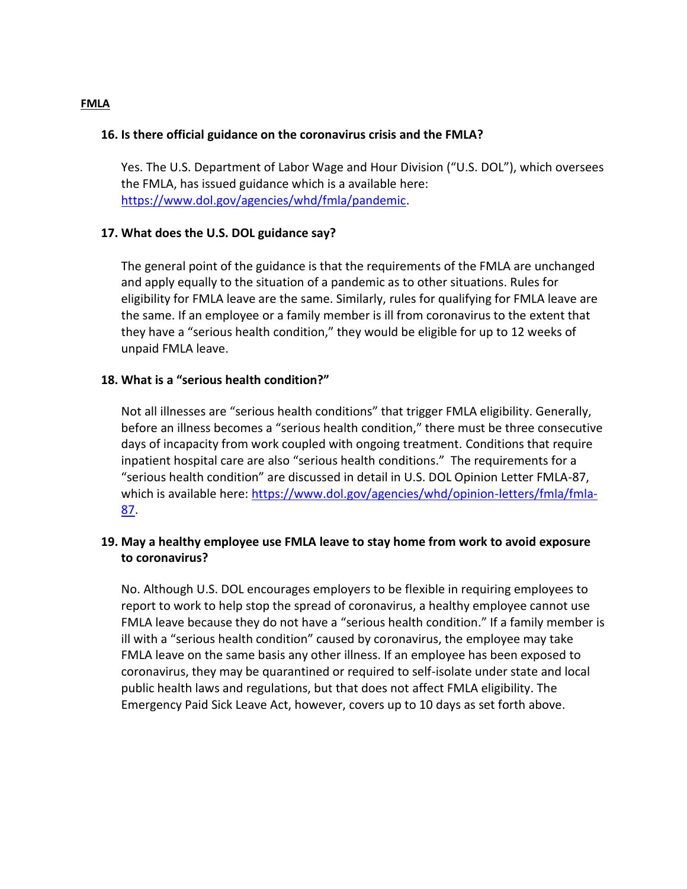**FMLA**

**16. Is there official guidance on the coronavirus crisis and the FMLA?**

Yes. The U.S. Department of Labor Wage and Hour Division ("U.S. DOL"), which oversees the FMLA, has issued guidance which is a available here: [https://www.dol.gov/agencies/whd/fmla/pandemic](https://www.dol.gov/agencies/whd/fmla/pandemic).

**17. What does the U.S. DOL guidance say?**

The general point of the guidance is that the requirements of the FMLA are unchanged and apply equally to the situation of a pandemic as to other situations. Rules for eligibility for FMLA leave are the same. Similarly, rules for qualifying for FMLA leave are the same. If an employee or a family member is ill from coronavirus to the extent that they have a "serious health condition," they would be eligible for up to 12 weeks of unpaid FMLA leave.

**18. What is a "serious health condition?"**

Not all illnesses are "serious health conditions" that trigger FMLA eligibility. Generally, before an illness becomes a "serious health condition," there must be three consecutive days of incapacity from work coupled with ongoing treatment. Conditions that require inpatient hospital care are also "serious health conditions." The requirements for a "serious health condition" are discussed in detail in U.S. DOL Opinion Letter FMLA-87, which is available here: [https://www.dol.gov/agencies/whd/opinion-letters/fmla/fmla-87](https://www.dol.gov/agencies/whd/opinion-letters/fmla/fmla-87).

**19. May a healthy employee use FMLA leave to stay home from work to avoid exposure to coronavirus?**

No. Although U.S. DOL encourages employers to be flexible in requiring employees to report to work to help stop the spread of coronavirus, a healthy employee cannot use FMLA leave because they do not have a "serious health condition." If a family member is ill with a "serious health condition" caused by coronavirus, the employee may take FMLA leave on the same basis any other illness. If an employee has been exposed to coronavirus, they may be quarantined or required to self-isolate under state and local public health laws and regulations, but that does not affect FMLA eligibility. The Emergency Paid Sick Leave Act, however, covers up to 10 days as set forth above.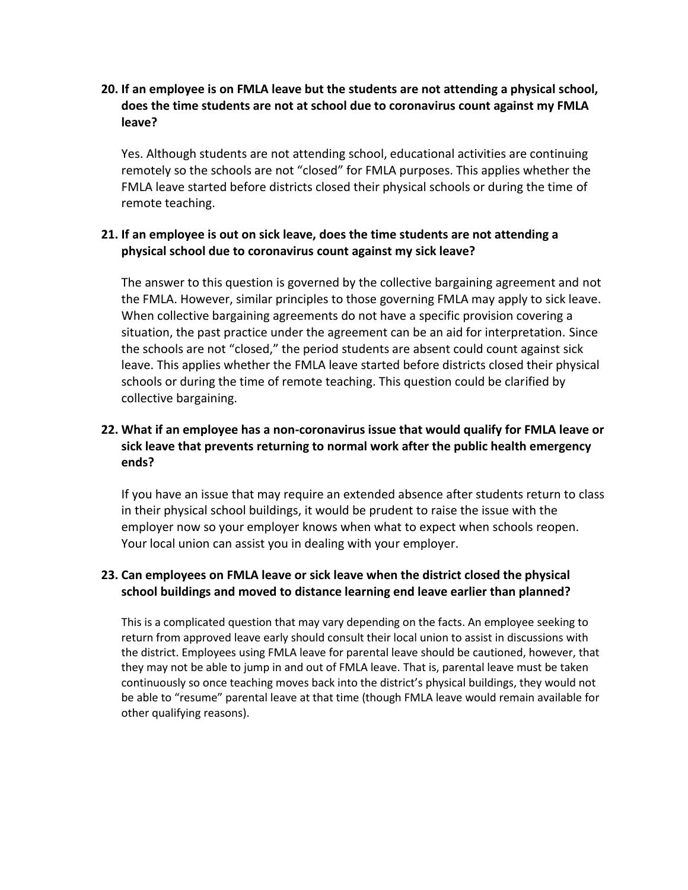**20. If an employee is on FMLA leave but the students are not attending a physical school, does the time students are not at school due to coronavirus count against my FMLA leave?**

Yes. Although students are not attending school, educational activities are continuing remotely so the schools are not "closed" for FMLA purposes. This applies whether the FMLA leave started before districts closed their physical schools or during the time of remote teaching.

**21. If an employee is out on sick leave, does the time students are not attending a physical school due to coronavirus count against my sick leave?**

The answer to this question is governed by the collective bargaining agreement and not the FMLA. However, similar principles to those governing FMLA may apply to sick leave. When collective bargaining agreements do not have a specific provision covering a situation, the past practice under the agreement can be an aid for interpretation. Since the schools are not "closed," the period students are absent could count against sick leave. This applies whether the FMLA leave started before districts closed their physical schools or during the time of remote teaching. This question could be clarified by collective bargaining.

**22. What if an employee has a non-coronavirus issue that would qualify for FMLA leave or sick leave that prevents returning to normal work after the public health emergency ends?**

If you have an issue that may require an extended absence after students return to class in their physical school buildings, it would be prudent to raise the issue with the employer now so your employer knows when what to expect when schools reopen. Your local union can assist you in dealing with your employer.

**23. Can employees on FMLA leave or sick leave when the district closed the physical school buildings and moved to distance learning end leave earlier than planned?**

This is a complicated question that may vary depending on the facts. An employee seeking to return from approved leave early should consult their local union to assist in discussions with the district. Employees using FMLA leave for parental leave should be cautioned, however, that they may not be able to jump in and out of FMLA leave. That is, parental leave must be taken continuously so once teaching moves back into the district's physical buildings, they would not be able to "resume" parental leave at that time (though FMLA leave would remain available for other qualifying reasons).